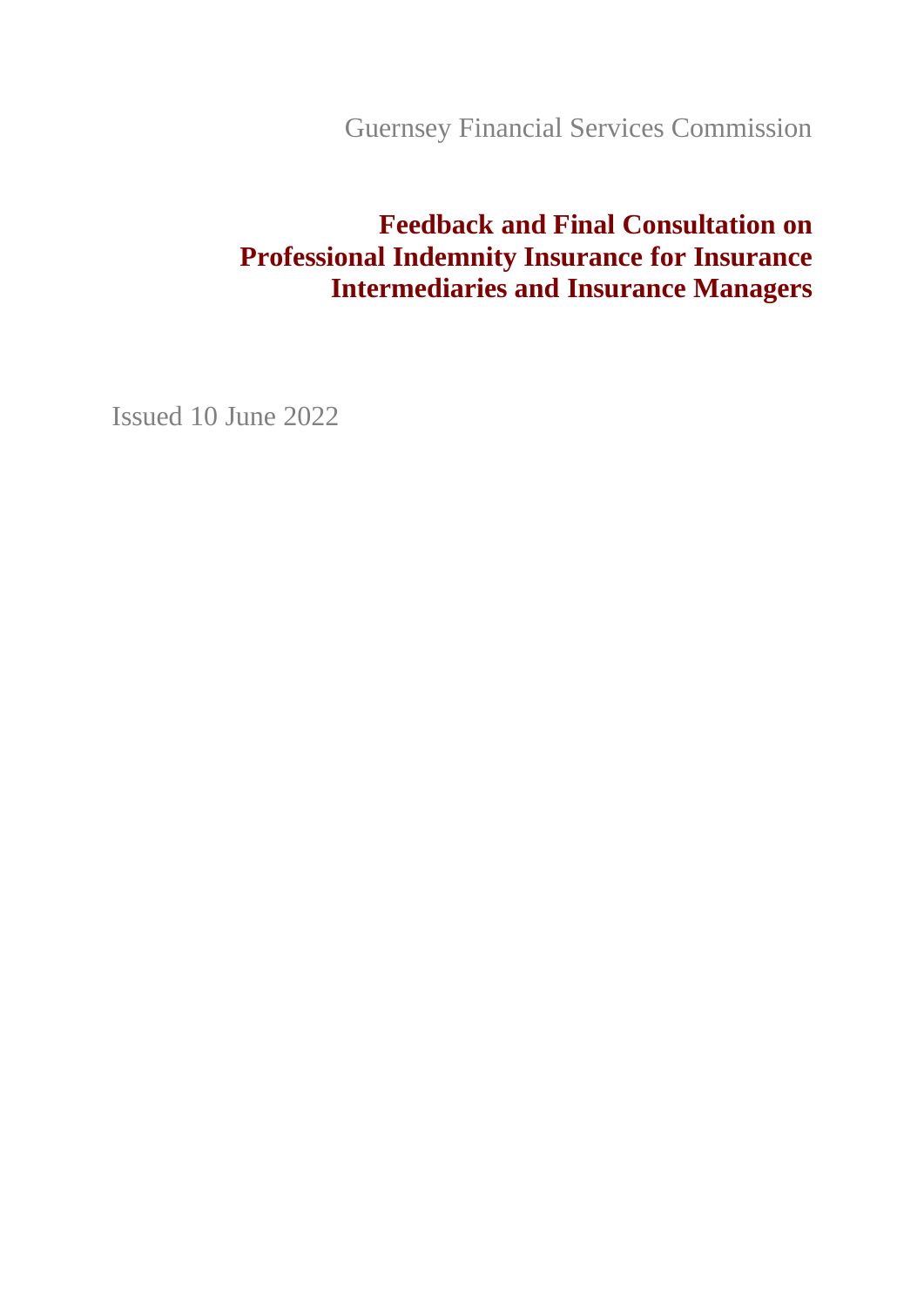Guernsey Financial Services Commission

# Feedback and Final Consultation on Professional Indemnity Insurance for Insurance Intermediaries and Insurance Managers

Issued 10 June 2022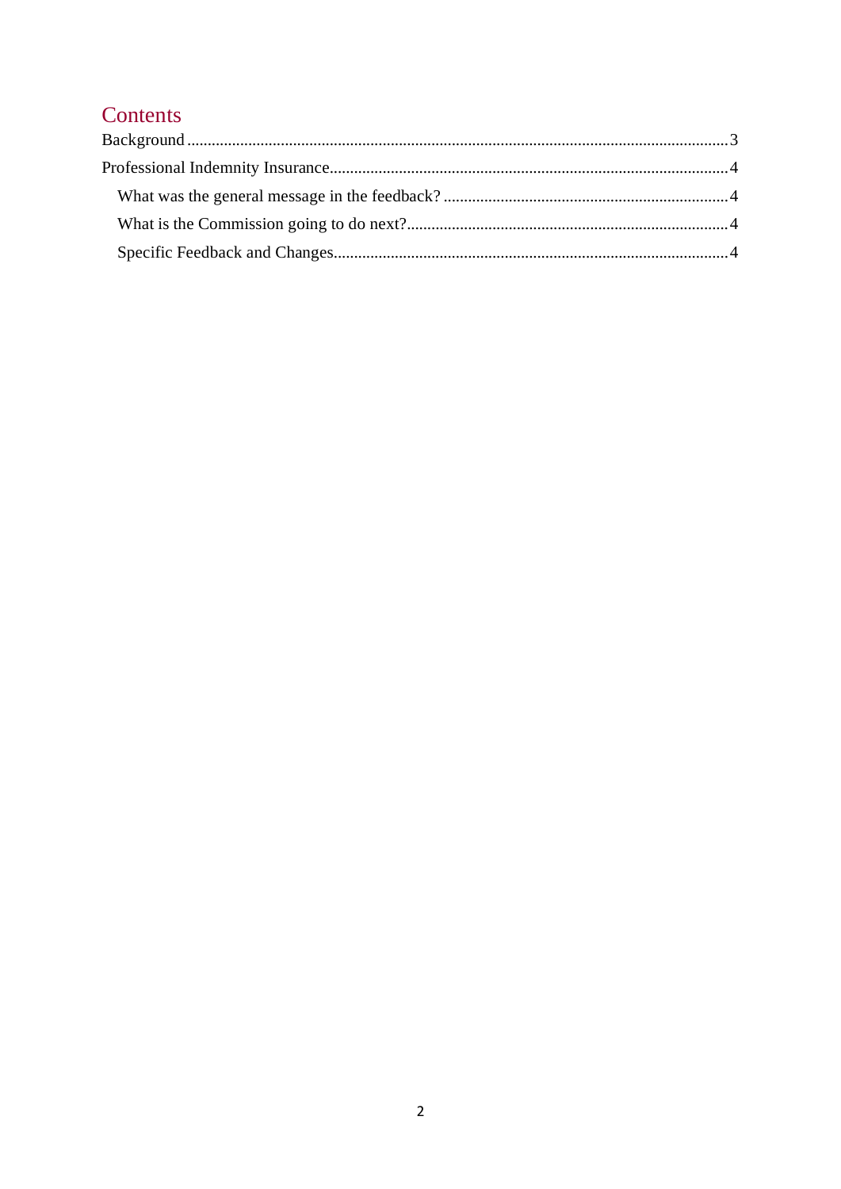# Contents

Background ....................................................................................................................................3

Professional Indemnity Insurance.................................................................................................4

- What was the general message in the feedback? ......................................................................4
- What is the Commission going to do next?..............................................................................4
- Specific Feedback and Changes................................................................................................4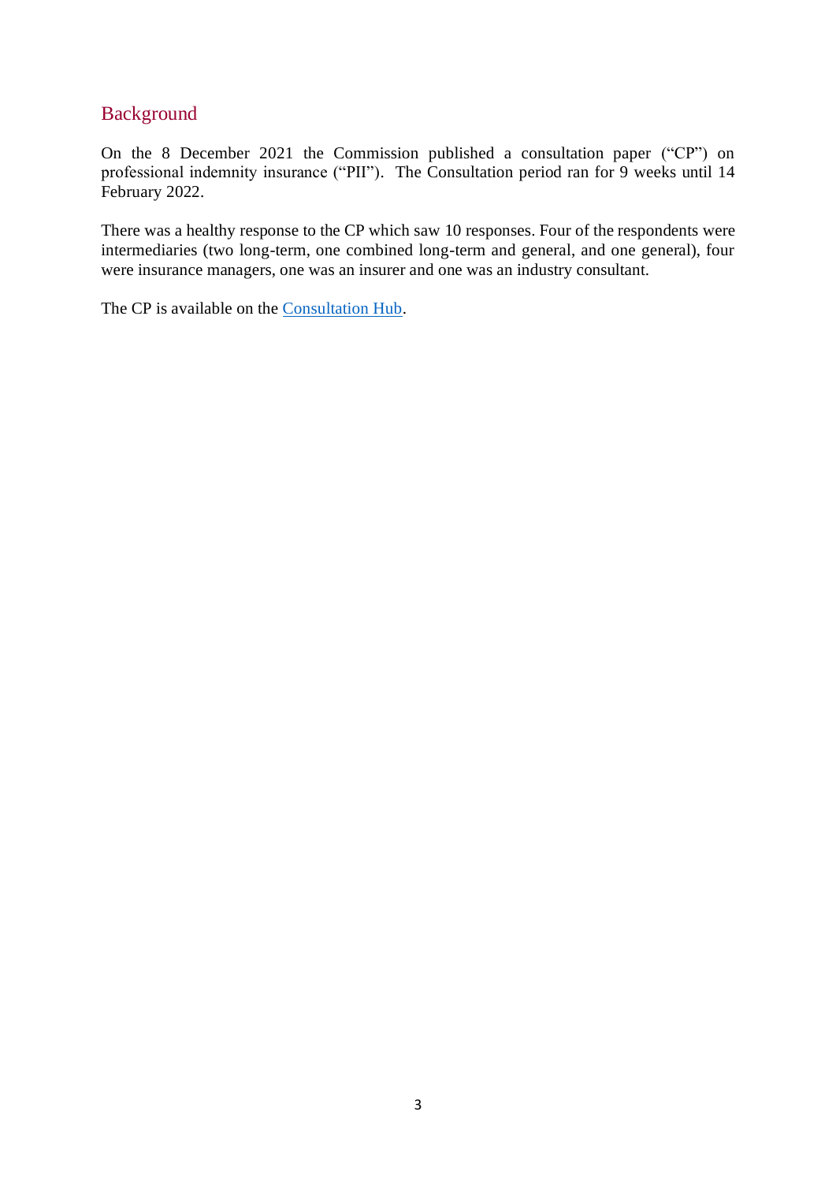## Background

On the 8 December 2021 the Commission published a consultation paper ("CP") on professional indemnity insurance ("PII"). The Consultation period ran for 9 weeks until 14 February 2022.

There was a healthy response to the CP which saw 10 responses. Four of the respondents were intermediaries (two long-term, one combined long-term and general, and one general), four were insurance managers, one was an insurer and one was an industry consultant.

The CP is available on the Consultation Hub.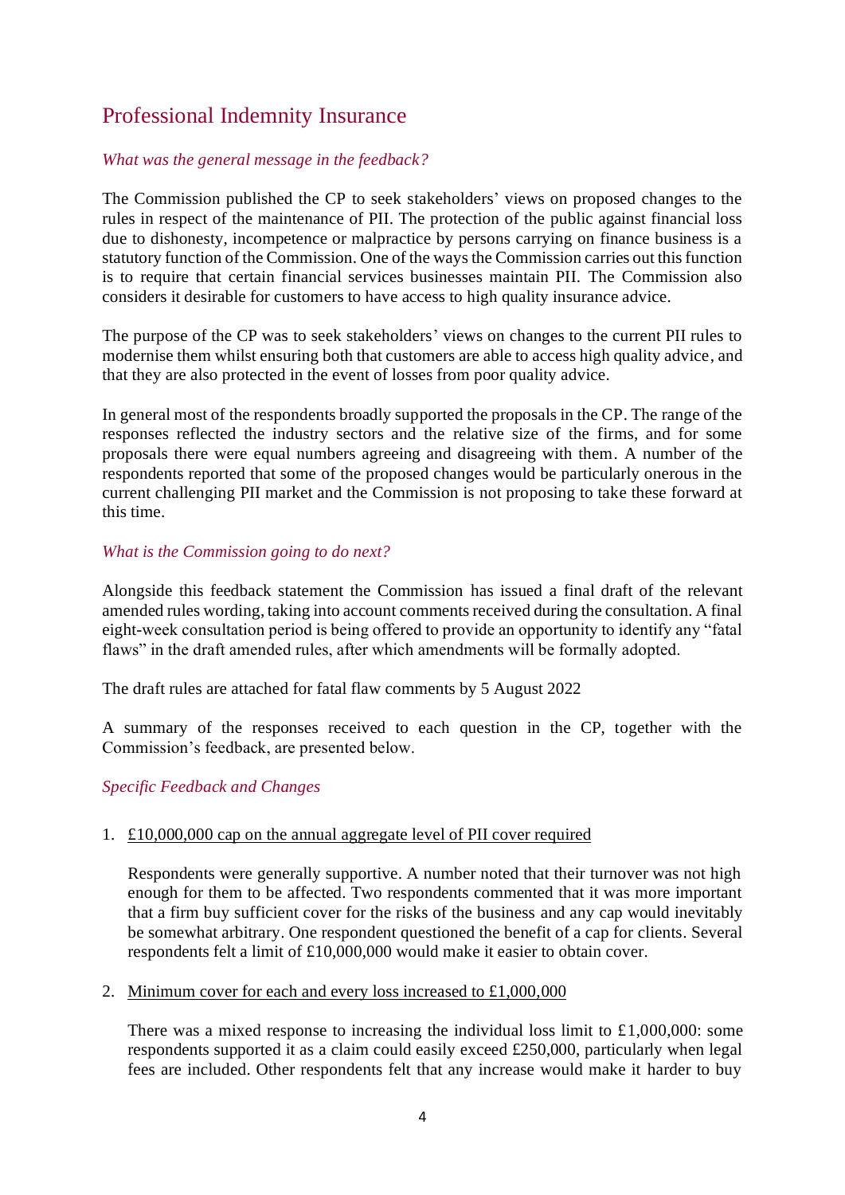## Professional Indemnity Insurance

*What was the general message in the feedback?*

The Commission published the CP to seek stakeholders' views on proposed changes to the rules in respect of the maintenance of PII. The protection of the public against financial loss due to dishonesty, incompetence or malpractice by persons carrying on finance business is a statutory function of the Commission. One of the ways the Commission carries out this function is to require that certain financial services businesses maintain PII. The Commission also considers it desirable for customers to have access to high quality insurance advice.

The purpose of the CP was to seek stakeholders' views on changes to the current PII rules to modernise them whilst ensuring both that customers are able to access high quality advice, and that they are also protected in the event of losses from poor quality advice.

In general most of the respondents broadly supported the proposals in the CP. The range of the responses reflected the industry sectors and the relative size of the firms, and for some proposals there were equal numbers agreeing and disagreeing with them. A number of the respondents reported that some of the proposed changes would be particularly onerous in the current challenging PII market and the Commission is not proposing to take these forward at this time.

*What is the Commission going to do next?*

Alongside this feedback statement the Commission has issued a final draft of the relevant amended rules wording, taking into account comments received during the consultation. A final eight-week consultation period is being offered to provide an opportunity to identify any "fatal flaws" in the draft amended rules, after which amendments will be formally adopted.

The draft rules are attached for fatal flaw comments by 5 August 2022

A summary of the responses received to each question in the CP, together with the Commission's feedback, are presented below.

*Specific Feedback and Changes*

1. <u>£10,000,000 cap on the annual aggregate level of PII cover required</u>

   Respondents were generally supportive. A number noted that their turnover was not high enough for them to be affected. Two respondents commented that it was more important that a firm buy sufficient cover for the risks of the business and any cap would inevitably be somewhat arbitrary. One respondent questioned the benefit of a cap for clients. Several respondents felt a limit of £10,000,000 would make it easier to obtain cover.

2. <u>Minimum cover for each and every loss increased to £1,000,000</u>

   There was a mixed response to increasing the individual loss limit to £1,000,000: some respondents supported it as a claim could easily exceed £250,000, particularly when legal fees are included. Other respondents felt that any increase would make it harder to buy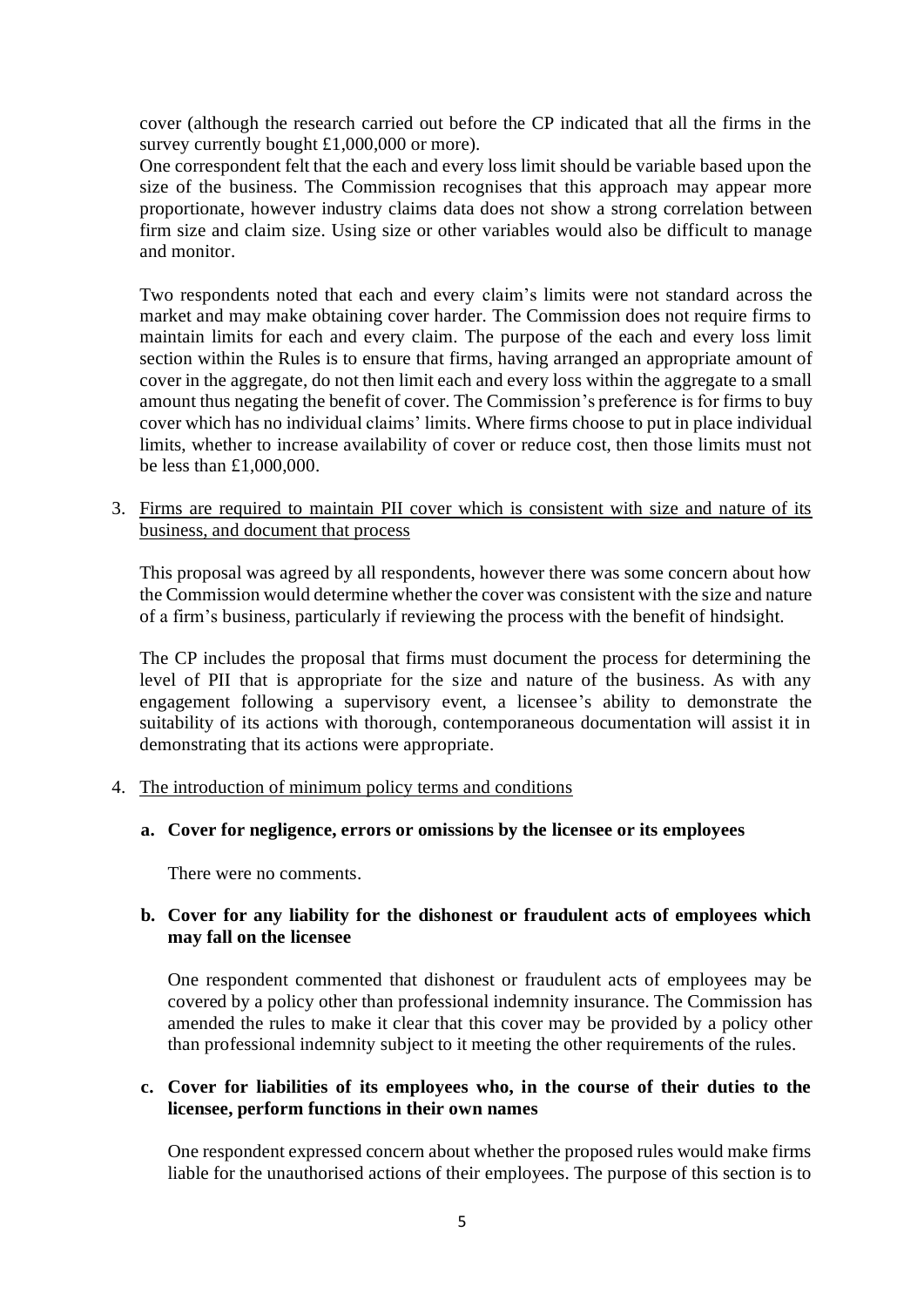cover (although the research carried out before the CP indicated that all the firms in the survey currently bought £1,000,000 or more).

One correspondent felt that the each and every loss limit should be variable based upon the size of the business. The Commission recognises that this approach may appear more proportionate, however industry claims data does not show a strong correlation between firm size and claim size. Using size or other variables would also be difficult to manage and monitor.

Two respondents noted that each and every claim's limits were not standard across the market and may make obtaining cover harder. The Commission does not require firms to maintain limits for each and every claim. The purpose of the each and every loss limit section within the Rules is to ensure that firms, having arranged an appropriate amount of cover in the aggregate, do not then limit each and every loss within the aggregate to a small amount thus negating the benefit of cover. The Commission's preference is for firms to buy cover which has no individual claims' limits. Where firms choose to put in place individual limits, whether to increase availability of cover or reduce cost, then those limits must not be less than £1,000,000.

3. <u>Firms are required to maintain PII cover which is consistent with size and nature of its business, and document that process</u>

   This proposal was agreed by all respondents, however there was some concern about how the Commission would determine whether the cover was consistent with the size and nature of a firm's business, particularly if reviewing the process with the benefit of hindsight.

   The CP includes the proposal that firms must document the process for determining the level of PII that is appropriate for the size and nature of the business. As with any engagement following a supervisory event, a licensee's ability to demonstrate the suitability of its actions with thorough, contemporaneous documentation will assist it in demonstrating that its actions were appropriate.

4. <u>The introduction of minimum policy terms and conditions</u>

   **a. Cover for negligence, errors or omissions by the licensee or its employees**

   There were no comments.

   **b. Cover for any liability for the dishonest or fraudulent acts of employees which may fall on the licensee**

   One respondent commented that dishonest or fraudulent acts of employees may be covered by a policy other than professional indemnity insurance. The Commission has amended the rules to make it clear that this cover may be provided by a policy other than professional indemnity subject to it meeting the other requirements of the rules.

   **c. Cover for liabilities of its employees who, in the course of their duties to the licensee, perform functions in their own names**

   One respondent expressed concern about whether the proposed rules would make firms liable for the unauthorised actions of their employees. The purpose of this section is to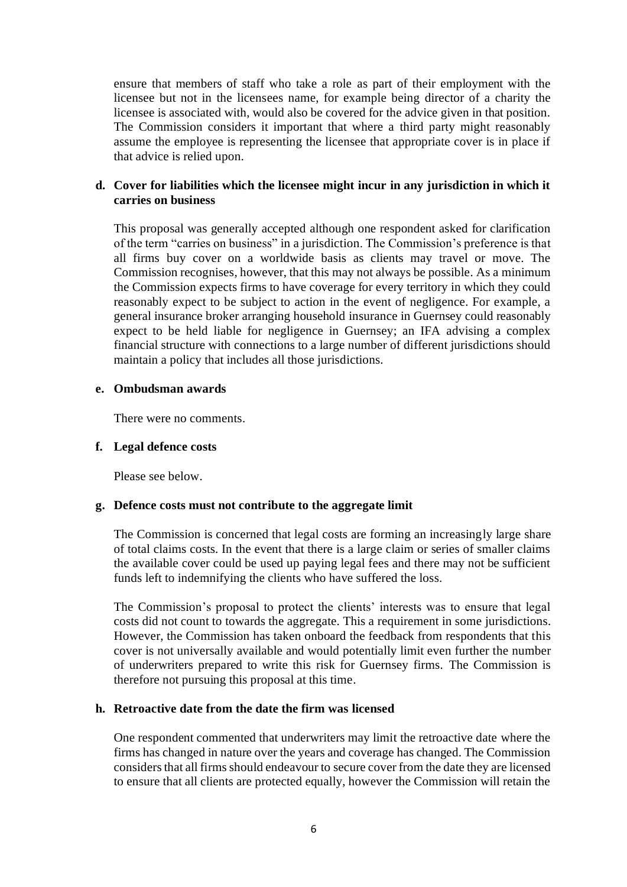ensure that members of staff who take a role as part of their employment with the licensee but not in the licensees name, for example being director of a charity the licensee is associated with, would also be covered for the advice given in that position. The Commission considers it important that where a third party might reasonably assume the employee is representing the licensee that appropriate cover is in place if that advice is relied upon.

**d. Cover for liabilities which the licensee might incur in any jurisdiction in which it carries on business**

This proposal was generally accepted although one respondent asked for clarification of the term "carries on business" in a jurisdiction. The Commission's preference is that all firms buy cover on a worldwide basis as clients may travel or move. The Commission recognises, however, that this may not always be possible. As a minimum the Commission expects firms to have coverage for every territory in which they could reasonably expect to be subject to action in the event of negligence. For example, a general insurance broker arranging household insurance in Guernsey could reasonably expect to be held liable for negligence in Guernsey; an IFA advising a complex financial structure with connections to a large number of different jurisdictions should maintain a policy that includes all those jurisdictions.

**e. Ombudsman awards**

There were no comments.

**f. Legal defence costs**

Please see below.

**g. Defence costs must not contribute to the aggregate limit**

The Commission is concerned that legal costs are forming an increasingly large share of total claims costs. In the event that there is a large claim or series of smaller claims the available cover could be used up paying legal fees and there may not be sufficient funds left to indemnifying the clients who have suffered the loss.

The Commission's proposal to protect the clients' interests was to ensure that legal costs did not count to towards the aggregate. This a requirement in some jurisdictions. However, the Commission has taken onboard the feedback from respondents that this cover is not universally available and would potentially limit even further the number of underwriters prepared to write this risk for Guernsey firms. The Commission is therefore not pursuing this proposal at this time.

**h. Retroactive date from the date the firm was licensed**

One respondent commented that underwriters may limit the retroactive date where the firms has changed in nature over the years and coverage has changed. The Commission considers that all firms should endeavour to secure cover from the date they are licensed to ensure that all clients are protected equally, however the Commission will retain the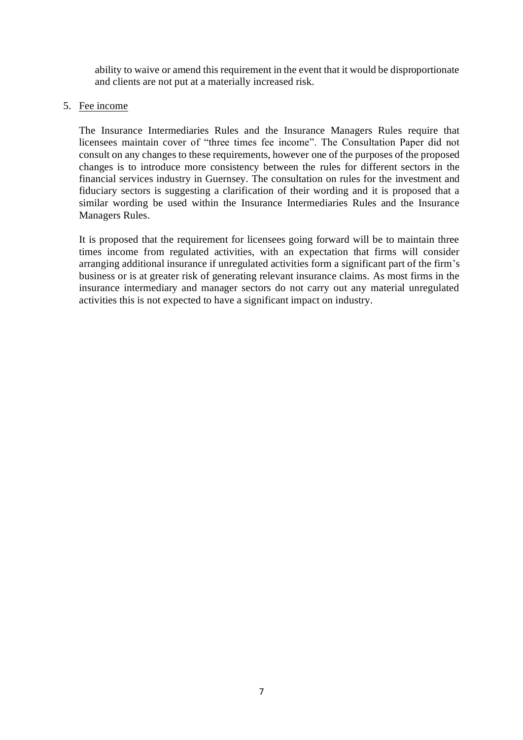ability to waive or amend this requirement in the event that it would be disproportionate and clients are not put at a materially increased risk.

5. Fee income

The Insurance Intermediaries Rules and the Insurance Managers Rules require that licensees maintain cover of "three times fee income". The Consultation Paper did not consult on any changes to these requirements, however one of the purposes of the proposed changes is to introduce more consistency between the rules for different sectors in the financial services industry in Guernsey. The consultation on rules for the investment and fiduciary sectors is suggesting a clarification of their wording and it is proposed that a similar wording be used within the Insurance Intermediaries Rules and the Insurance Managers Rules.

It is proposed that the requirement for licensees going forward will be to maintain three times income from regulated activities, with an expectation that firms will consider arranging additional insurance if unregulated activities form a significant part of the firm's business or is at greater risk of generating relevant insurance claims. As most firms in the insurance intermediary and manager sectors do not carry out any material unregulated activities this is not expected to have a significant impact on industry.